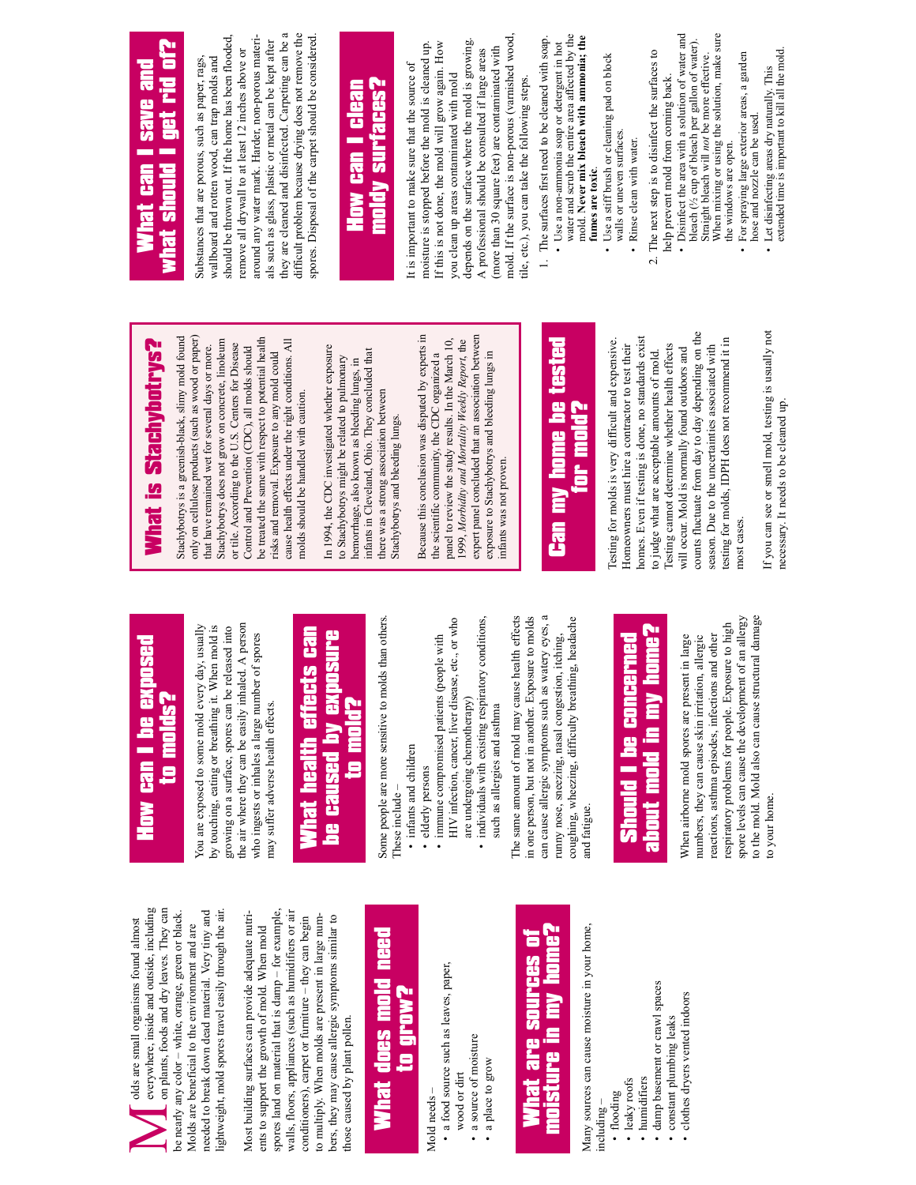Molds are small organisms found almost everywhere, inside and outside, including on plants, foods and dry leaves. They can be nearly any color – white, orange, green or black. Molds are beneficial to the environment and are needed to break down dead material. Very tiny and lightweight, mold spores travel easily through the air.

Most building surfaces can provide adequate nutrients to support the growth of mold. When mold spores land on material that is damp – for example, walls, floors, appliances (such as humidifiers or air conditioners), carpet or furniture – they can begin to multiply. When molds are present in large numbers, they may cause allergic symptoms similar to those caused by plant pollen.

## What does mold need to grow?

Mold needs –

- a food source such as leaves, paper, wood or dirt
- a source of moisture
- a place to grow

## What are sources of moisture in my home?

Many sources can cause moisture in your home, including –

- flooding
- leaky roofs
- humidifiers
- damp basement or crawl spaces
- constant plumbing leaks
- clothes dryers vented indoors

## How can I be exposed to molds?

You are exposed to some mold every day, usually by touching, eating or breathing it. When mold is growing on a surface, spores can be released into the air where they can be easily inhaled. A person who ingests or inhales a large number of spores may suffer adverse health effects.

## What health effects can be caused by exposure to mold?

Some people are more sensitive to molds than others. These include –

- infants and children
- elderly persons
- immune compromised patients (people with HIV infection, cancer, liver disease, etc., or who are undergoing chemotherapy)
- individuals with existing respiratory conditions, such as allergies and asthma

The same amount of mold may cause health effects in one person, but not in another. Exposure to molds can cause allergic symptoms such as watery eyes, a runny nose, sneezing, nasal congestion, itching, coughing, wheezing, difficulty breathing, headache and fatigue.

## Should I be concerned about mold in my home?

When airborne mold spores are present in large numbers, they can cause skin irritation, allergic reactions, asthma episodes, infections and other respiratory problems for people. Exposure to high spore levels can cause the development of an allergy to the mold. Mold also can cause structural damage to your home.

## What is Stachybotrys?

Stachybotrys is a greenish-black, slimy mold found only on cellulose products (such as wood or paper) that have remained wet for several days or more. Stachybotrys does not grow on concrete, linoleum or tile. According to the U.S. Centers for Disease Control and Prevention (CDC), all molds should be treated the same with respect to potential health risks and removal. Exposure to any mold could cause health effects under the right conditions. All molds should be handled with caution.

In 1994, the CDC investigated whether exposure to Stachybotrys might be related to pulmonary hemorrhage, also known as bleeding lungs, in infants in Cleveland, Ohio. They concluded that there was a strong association between Stachybotrys and bleeding lungs.

Because this conclusion was disputed by experts in the scientific community, the CDC organized a panel to review the study results. In the March 10, 1999, *Morbidity and Mortality Weekly Report*, the expert panel concluded that an association between exposure to Stachybotrys and bleeding lungs in infants was not proven.

## Can my home be tested for mold?

Testing for molds is very difficult and expensive. Homeowners must hire a contractor to test their homes. Even if testing is done, no standards exist to judge what are acceptable amounts of mold. Testing cannot determine whether health effects will occur. Mold is normally found outdoors and counts fluctuate from day to day depending on the season. Due to the uncertainties associated with testing for molds, IDPH does not recommend it in most cases.

If you can see or smell mold, testing is usually not necessary. It needs to be cleaned up.

## What can I save and what should I get rid of?

Substances that are porous, such as paper, rags, wallboard and rotten wood, can trap molds and should be thrown out. If the home has been flooded, remove all drywall to at least 12 inches above or around any water mark. Harder, non-porous materials such as glass, plastic or metal can be kept after they are cleaned and disinfected. Carpeting can be a difficult problem because drying does not remove the spores. Disposal of the carpet should be considered.

## How can I clean moldy surfaces?

It is important to make sure that the source of moisture is stopped before the mold is cleaned up. If this is not done, the mold will grow again. How you clean up areas contaminated with mold depends on the surface where the mold is growing. A professional should be consulted if large areas (more than 30 square feet) are contaminated with mold. If the surface is non-porous (varnished wood, tile, etc.), you can take the following steps.

1. The surfaces first need to be cleaned with soap.
   - Use a non-ammonia soap or detergent in hot water and scrub the entire area affected by the mold. **Never mix bleach with ammonia; the fumes are toxic.**
   - Use a stiff brush or cleaning pad on block walls or uneven surfaces.
   - Rinse clean with water.
2. The next step is to disinfect the surfaces to help prevent mold from coming back.
   - Disinfect the area with a solution of water and bleach (½ cup of bleach per gallon of water). Straight bleach will *not* be more effective. When mixing or using the solution, make sure the windows are open.
   - For spraying large exterior areas, a garden hose and nozzle can be used.
   - Let disinfecting areas dry naturally. This extended time is important to kill all the mold.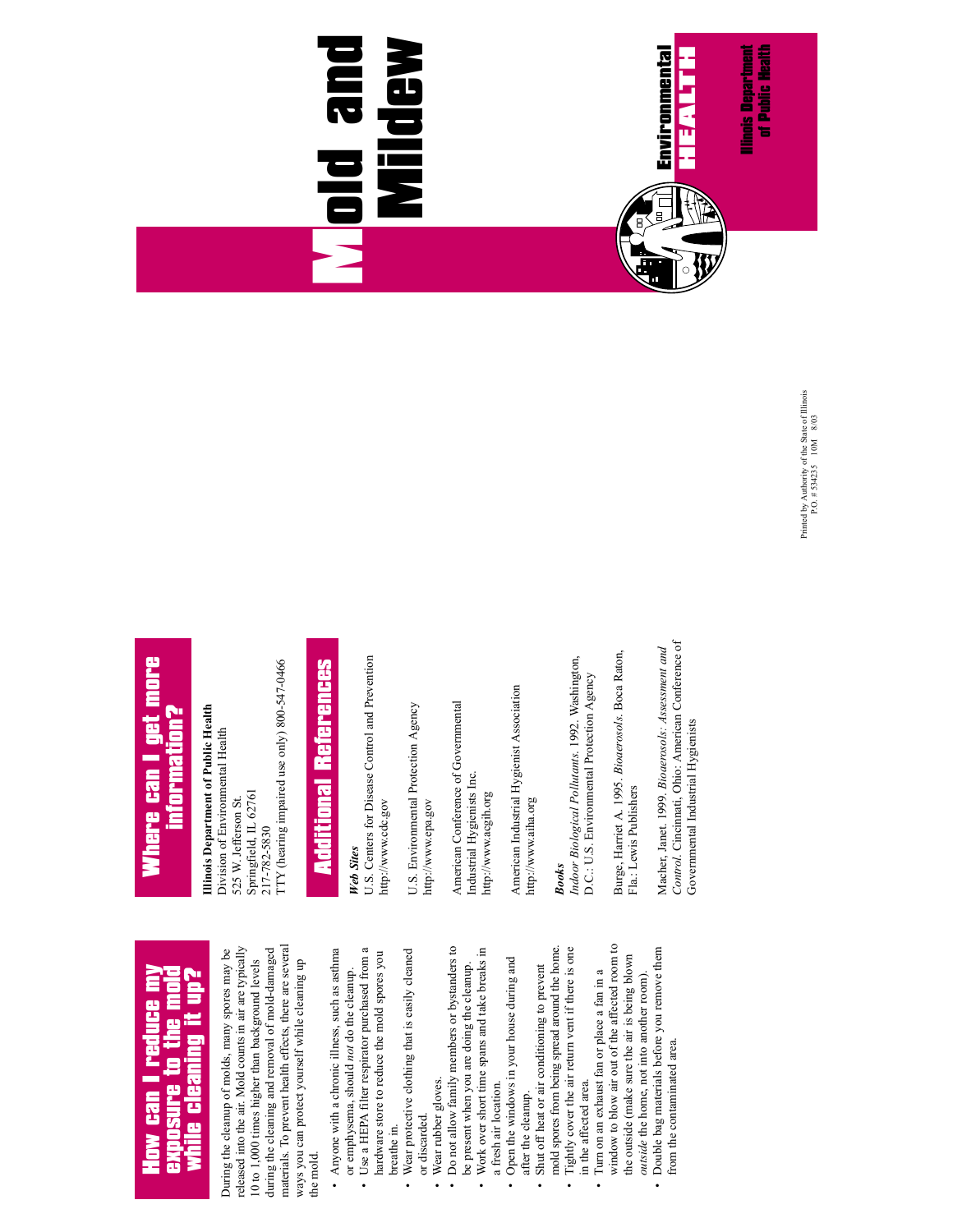## How can I reduce my exposure to the mold while cleaning it up?

During the cleanup of molds, many spores may be released into the air. Mold counts in air are typically 10 to 1,000 times higher than background levels during the cleaning and removal of mold-damaged materials. To prevent health effects, there are several ways you can protect yourself while cleaning up the mold.

- Anyone with a chronic illness, such as asthma or emphysema, should *not* do the cleanup.
- Use a HEPA filter respirator purchased from a hardware store to reduce the mold spores you breathe in.
- Wear protective clothing that is easily cleaned or discarded.
- Wear rubber gloves.
- Do not allow family members or bystanders to be present when you are doing the cleanup.
- Work over short time spans and take breaks in a fresh air location.
- Open the windows in your house during and after the cleanup.
- Shut off heat or air conditioning to prevent mold spores from being spread around the home.
- Tightly cover the air return vent if there is one in the affected area.
- Turn on an exhaust fan or place a fan in a window to blow air out of the affected room to the outside (make sure the air is being blown *outside* the home, not into another room).
- Double bag materials before you remove them from the contaminated area.

## Where can I get more information?

**Illinois Department of Public Health**
Division of Environmental Health
525 W. Jefferson St.
Springfield, IL 62761
217-782-5830
TTY (hearing impaired use only) 800-547-0466

## Additional References

***Web Sites***

U.S. Centers for Disease Control and Prevention
http://www.cdc.gov

U.S. Environmental Protection Agency
http://www.epa.gov

American Conference of Governmental Industrial Hygienists Inc.
http://www.acgih.org

American Industrial Hygienist Association
http://www.aiha.org

***Books***

*Indoor Biological Pollutants.* 1992. Washington, D.C.: U.S. Environmental Protection Agency

Burge, Harriet A. 1995. *Bioaerosols.* Boca Raton, Fla.: Lewis Publishers

Macher, Janet. 1999. *Bioaerosols: Assessment and Control.* Cincinnati, Ohio: American Conference of Governmental Industrial Hygienists

# Mold and Mildew

Environmental HEALTH

Illinois Department of Public Health

Printed by Authority of the State of Illinois
P.O. # 534235 10M 8/03